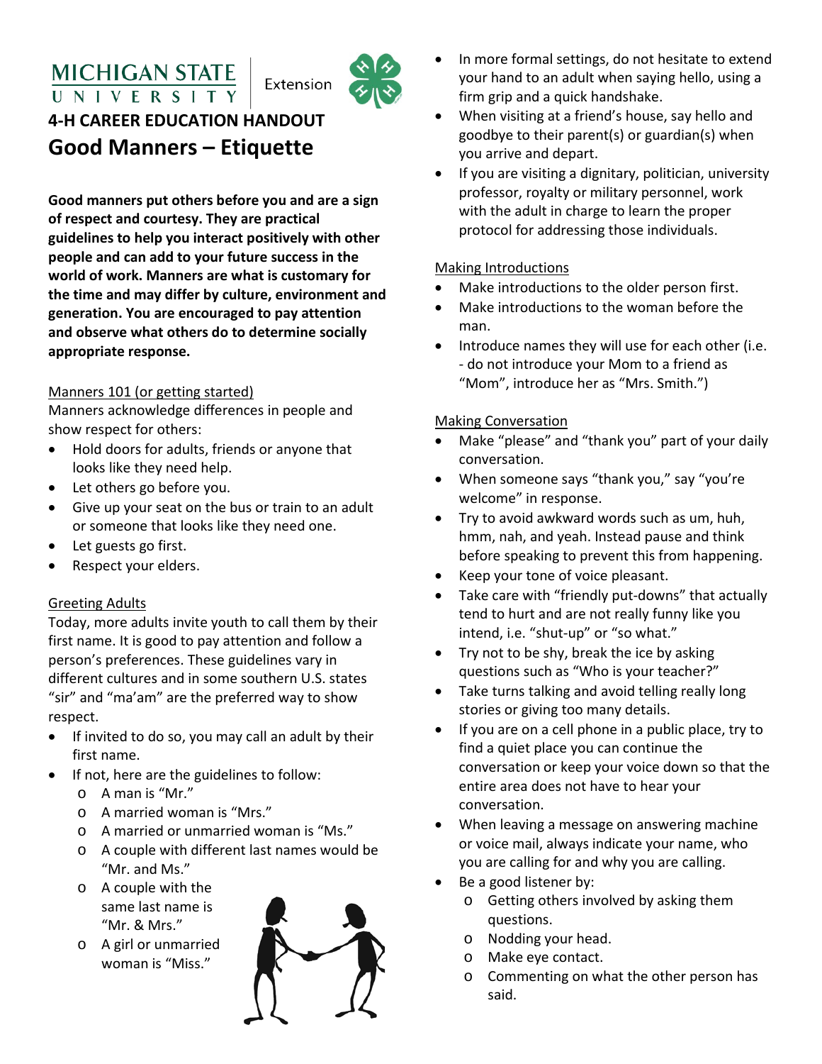MICHIGAN STATE UNIVERSITY Extension

**4-H CAREER EDUCATION HANDOUT**

# Good Manners – Etiquette

**Good manners put others before you and are a sign of respect and courtesy. They are practical guidelines to help you interact positively with other people and can add to your future success in the world of work. Manners are what is customary for the time and may differ by culture, environment and generation. You are encouraged to pay attention and observe what others do to determine socially appropriate response.**

## Manners 101 (or getting started)

Manners acknowledge differences in people and show respect for others:

- Hold doors for adults, friends or anyone that looks like they need help.
- Let others go before you.
- Give up your seat on the bus or train to an adult or someone that looks like they need one.
- Let guests go first.
- Respect your elders.

## Greeting Adults

Today, more adults invite youth to call them by their first name. It is good to pay attention and follow a person's preferences. These guidelines vary in different cultures and in some southern U.S. states "sir" and "ma'am" are the preferred way to show respect.

- If invited to do so, you may call an adult by their first name.
- If not, here are the guidelines to follow:
  - A man is "Mr."
  - A married woman is "Mrs."
  - A married or unmarried woman is "Ms."
  - A couple with different last names would be "Mr. and Ms."
  - A couple with the same last name is "Mr. & Mrs."
  - A girl or unmarried woman is "Miss."
- In more formal settings, do not hesitate to extend your hand to an adult when saying hello, using a firm grip and a quick handshake.
- When visiting at a friend's house, say hello and goodbye to their parent(s) or guardian(s) when you arrive and depart.
- If you are visiting a dignitary, politician, university professor, royalty or military personnel, work with the adult in charge to learn the proper protocol for addressing those individuals.

## Making Introductions

- Make introductions to the older person first.
- Make introductions to the woman before the man.
- Introduce names they will use for each other (i.e. - do not introduce your Mom to a friend as "Mom", introduce her as "Mrs. Smith.")

## Making Conversation

- Make "please" and "thank you" part of your daily conversation.
- When someone says "thank you," say "you're welcome" in response.
- Try to avoid awkward words such as um, huh, hmm, nah, and yeah. Instead pause and think before speaking to prevent this from happening.
- Keep your tone of voice pleasant.
- Take care with "friendly put-downs" that actually tend to hurt and are not really funny like you intend, i.e. "shut-up" or "so what."
- Try not to be shy, break the ice by asking questions such as "Who is your teacher?"
- Take turns talking and avoid telling really long stories or giving too many details.
- If you are on a cell phone in a public place, try to find a quiet place you can continue the conversation or keep your voice down so that the entire area does not have to hear your conversation.
- When leaving a message on answering machine or voice mail, always indicate your name, who you are calling for and why you are calling.
- Be a good listener by:
  - Getting others involved by asking them questions.
  - Nodding your head.
  - Make eye contact.
  - Commenting on what the other person has said.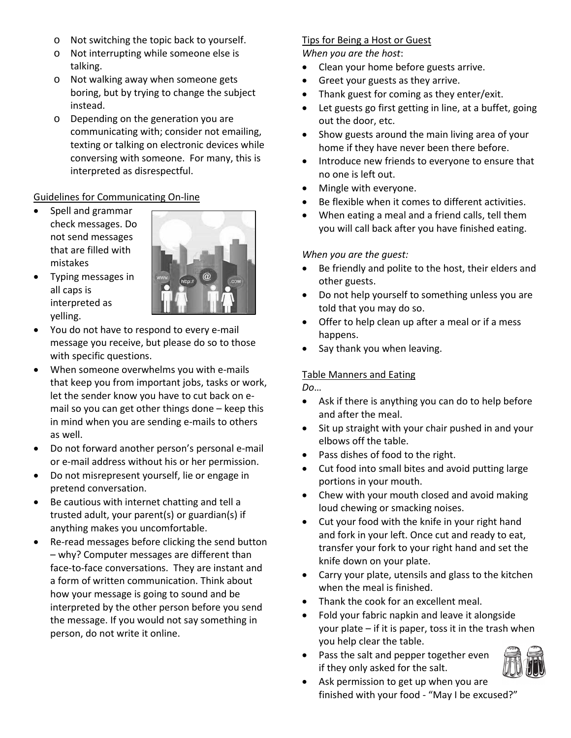- Not switching the topic back to yourself.
- Not interrupting while someone else is talking.
- Not walking away when someone gets boring, but by trying to change the subject instead.
- Depending on the generation you are communicating with; consider not emailing, texting or talking on electronic devices while conversing with someone. For many, this is interpreted as disrespectful.

Guidelines for Communicating On-line

- Spell and grammar check messages. Do not send messages that are filled with mistakes
- Typing messages in all caps is interpreted as yelling.
- You do not have to respond to every e-mail message you receive, but please do so to those with specific questions.
- When someone overwhelms you with e-mails that keep you from important jobs, tasks or work, let the sender know you have to cut back on e-mail so you can get other things done – keep this in mind when you are sending e-mails to others as well.
- Do not forward another person's personal e-mail or e-mail address without his or her permission.
- Do not misrepresent yourself, lie or engage in pretend conversation.
- Be cautious with internet chatting and tell a trusted adult, your parent(s) or guardian(s) if anything makes you uncomfortable.
- Re-read messages before clicking the send button – why? Computer messages are different than face-to-face conversations. They are instant and a form of written communication. Think about how your message is going to sound and be interpreted by the other person before you send the message. If you would not say something in person, do not write it online.

Tips for Being a Host or Guest

*When you are the host*:

- Clean your home before guests arrive.
- Greet your guests as they arrive.
- Thank guest for coming as they enter/exit.
- Let guests go first getting in line, at a buffet, going out the door, etc.
- Show guests around the main living area of your home if they have never been there before.
- Introduce new friends to everyone to ensure that no one is left out.
- Mingle with everyone.
- Be flexible when it comes to different activities.
- When eating a meal and a friend calls, tell them you will call back after you have finished eating.

*When you are the guest:*

- Be friendly and polite to the host, their elders and other guests.
- Do not help yourself to something unless you are told that you may do so.
- Offer to help clean up after a meal or if a mess happens.
- Say thank you when leaving.

Table Manners and Eating

*Do…*

- Ask if there is anything you can do to help before and after the meal.
- Sit up straight with your chair pushed in and your elbows off the table.
- Pass dishes of food to the right.
- Cut food into small bites and avoid putting large portions in your mouth.
- Chew with your mouth closed and avoid making loud chewing or smacking noises.
- Cut your food with the knife in your right hand and fork in your left. Once cut and ready to eat, transfer your fork to your right hand and set the knife down on your plate.
- Carry your plate, utensils and glass to the kitchen when the meal is finished.
- Thank the cook for an excellent meal.
- Fold your fabric napkin and leave it alongside your plate – if it is paper, toss it in the trash when you help clear the table.
- Pass the salt and pepper together even if they only asked for the salt.
- Ask permission to get up when you are finished with your food - "May I be excused?"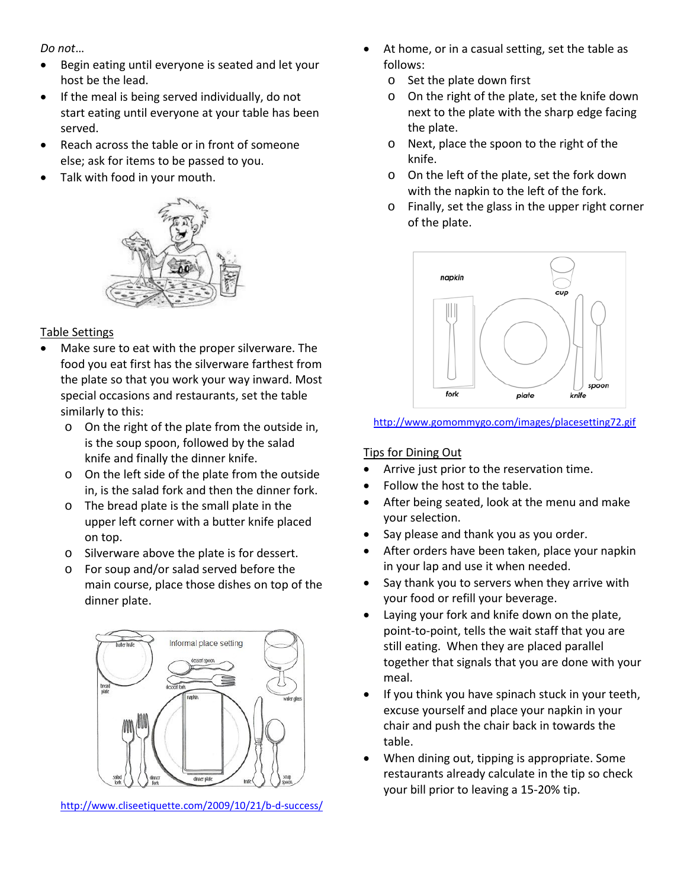*Do not…*

- Begin eating until everyone is seated and let your host be the lead.
- If the meal is being served individually, do not start eating until everyone at your table has been served.
- Reach across the table or in front of someone else; ask for items to be passed to you.
- Talk with food in your mouth.

Table Settings

- Make sure to eat with the proper silverware. The food you eat first has the silverware farthest from the plate so that you work your way inward. Most special occasions and restaurants, set the table similarly to this:
    - On the right of the plate from the outside in, is the soup spoon, followed by the salad knife and finally the dinner knife.
    - On the left side of the plate from the outside in, is the salad fork and then the dinner fork.
    - The bread plate is the small plate in the upper left corner with a butter knife placed on top.
    - Silverware above the plate is for dessert.
    - For soup and/or salad served before the main course, place those dishes on top of the dinner plate.

http://www.cliseetiquette.com/2009/10/21/b-d-success/

- At home, or in a casual setting, set the table as follows:
    - Set the plate down first
    - On the right of the plate, set the knife down next to the plate with the sharp edge facing the plate.
    - Next, place the spoon to the right of the knife.
    - On the left of the plate, set the fork down with the napkin to the left of the fork.
    - Finally, set the glass in the upper right corner of the plate.

http://www.gomommygo.com/images/placesetting72.gif

Tips for Dining Out

- Arrive just prior to the reservation time.
- Follow the host to the table.
- After being seated, look at the menu and make your selection.
- Say please and thank you as you order.
- After orders have been taken, place your napkin in your lap and use it when needed.
- Say thank you to servers when they arrive with your food or refill your beverage.
- Laying your fork and knife down on the plate, point-to-point, tells the wait staff that you are still eating. When they are placed parallel together that signals that you are done with your meal.
- If you think you have spinach stuck in your teeth, excuse yourself and place your napkin in your chair and push the chair back in towards the table.
- When dining out, tipping is appropriate. Some restaurants already calculate in the tip so check your bill prior to leaving a 15-20% tip.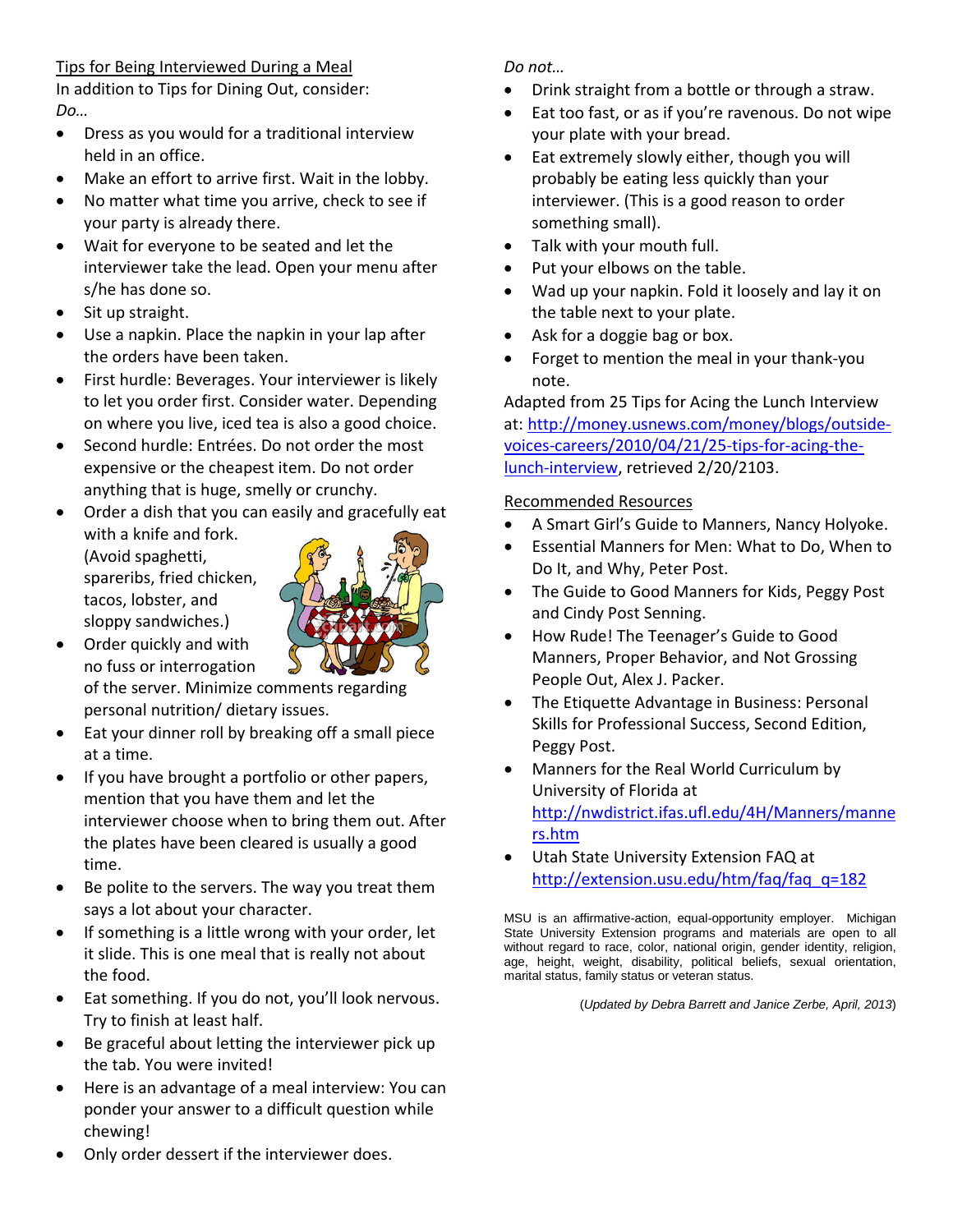Tips for Being Interviewed During a Meal

In addition to Tips for Dining Out, consider:

*Do…*

- Dress as you would for a traditional interview held in an office.
- Make an effort to arrive first. Wait in the lobby.
- No matter what time you arrive, check to see if your party is already there.
- Wait for everyone to be seated and let the interviewer take the lead. Open your menu after s/he has done so.
- Sit up straight.
- Use a napkin. Place the napkin in your lap after the orders have been taken.
- First hurdle: Beverages. Your interviewer is likely to let you order first. Consider water. Depending on where you live, iced tea is also a good choice.
- Second hurdle: Entrées. Do not order the most expensive or the cheapest item. Do not order anything that is huge, smelly or crunchy.
- Order a dish that you can easily and gracefully eat with a knife and fork. (Avoid spaghetti, spareribs, fried chicken, tacos, lobster, and sloppy sandwiches.)
- Order quickly and with no fuss or interrogation of the server. Minimize comments regarding personal nutrition/ dietary issues.
- Eat your dinner roll by breaking off a small piece at a time.
- If you have brought a portfolio or other papers, mention that you have them and let the interviewer choose when to bring them out. After the plates have been cleared is usually a good time.
- Be polite to the servers. The way you treat them says a lot about your character.
- If something is a little wrong with your order, let it slide. This is one meal that is really not about the food.
- Eat something. If you do not, you'll look nervous. Try to finish at least half.
- Be graceful about letting the interviewer pick up the tab. You were invited!
- Here is an advantage of a meal interview: You can ponder your answer to a difficult question while chewing!
- Only order dessert if the interviewer does.

*Do not…*

- Drink straight from a bottle or through a straw.
- Eat too fast, or as if you're ravenous. Do not wipe your plate with your bread.
- Eat extremely slowly either, though you will probably be eating less quickly than your interviewer. (This is a good reason to order something small).
- Talk with your mouth full.
- Put your elbows on the table.
- Wad up your napkin. Fold it loosely and lay it on the table next to your plate.
- Ask for a doggie bag or box.
- Forget to mention the meal in your thank-you note.

Adapted from 25 Tips for Acing the Lunch Interview at: http://money.usnews.com/money/blogs/outside-voices-careers/2010/04/21/25-tips-for-acing-the-lunch-interview, retrieved 2/20/2103.

Recommended Resources

- A Smart Girl's Guide to Manners, Nancy Holyoke.
- Essential Manners for Men: What to Do, When to Do It, and Why, Peter Post.
- The Guide to Good Manners for Kids, Peggy Post and Cindy Post Senning.
- How Rude! The Teenager's Guide to Good Manners, Proper Behavior, and Not Grossing People Out, Alex J. Packer.
- The Etiquette Advantage in Business: Personal Skills for Professional Success, Second Edition, Peggy Post.
- Manners for the Real World Curriculum by University of Florida at http://nwdistrict.ifas.ufl.edu/4H/Manners/manners.htm
- Utah State University Extension FAQ at http://extension.usu.edu/htm/faq/faq_q=182

MSU is an affirmative-action, equal-opportunity employer. Michigan State University Extension programs and materials are open to all without regard to race, color, national origin, gender identity, religion, age, height, weight, disability, political beliefs, sexual orientation, marital status, family status or veteran status.

(*Updated by Debra Barrett and Janice Zerbe, April, 2013*)